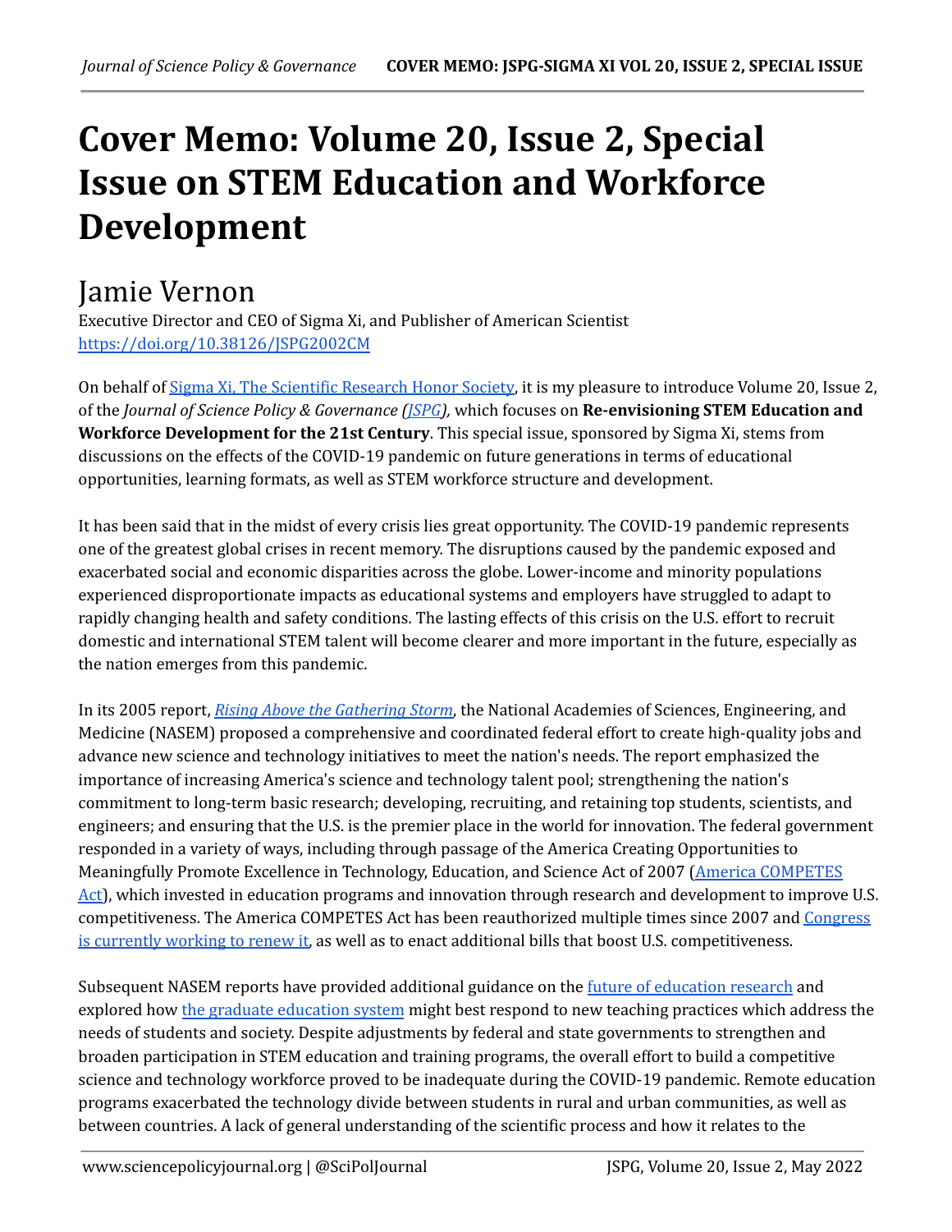# Cover Memo: Volume 20, Issue 2, Special Issue on STEM Education and Workforce Development

## Jamie Vernon

Executive Director and CEO of Sigma Xi, and Publisher of American Scientist
https://doi.org/10.38126/JSPG2002CM

On behalf of Sigma Xi, The Scientific Research Honor Society, it is my pleasure to introduce Volume 20, Issue 2, of the *Journal of Science Policy & Governance (JSPG),* which focuses on **Re-envisioning STEM Education and Workforce Development for the 21st Century**. This special issue, sponsored by Sigma Xi, stems from discussions on the effects of the COVID-19 pandemic on future generations in terms of educational opportunities, learning formats, as well as STEM workforce structure and development.

It has been said that in the midst of every crisis lies great opportunity. The COVID-19 pandemic represents one of the greatest global crises in recent memory. The disruptions caused by the pandemic exposed and exacerbated social and economic disparities across the globe. Lower-income and minority populations experienced disproportionate impacts as educational systems and employers have struggled to adapt to rapidly changing health and safety conditions. The lasting effects of this crisis on the U.S. effort to recruit domestic and international STEM talent will become clearer and more important in the future, especially as the nation emerges from this pandemic.

In its 2005 report, *Rising Above the Gathering Storm*, the National Academies of Sciences, Engineering, and Medicine (NASEM) proposed a comprehensive and coordinated federal effort to create high-quality jobs and advance new science and technology initiatives to meet the nation's needs. The report emphasized the importance of increasing America's science and technology talent pool; strengthening the nation's commitment to long-term basic research; developing, recruiting, and retaining top students, scientists, and engineers; and ensuring that the U.S. is the premier place in the world for innovation. The federal government responded in a variety of ways, including through passage of the America Creating Opportunities to Meaningfully Promote Excellence in Technology, Education, and Science Act of 2007 (America COMPETES Act), which invested in education programs and innovation through research and development to improve U.S. competitiveness. The America COMPETES Act has been reauthorized multiple times since 2007 and Congress is currently working to renew it, as well as to enact additional bills that boost U.S. competitiveness.

Subsequent NASEM reports have provided additional guidance on the future of education research and explored how the graduate education system might best respond to new teaching practices which address the needs of students and society. Despite adjustments by federal and state governments to strengthen and broaden participation in STEM education and training programs, the overall effort to build a competitive science and technology workforce proved to be inadequate during the COVID-19 pandemic. Remote education programs exacerbated the technology divide between students in rural and urban communities, as well as between countries. A lack of general understanding of the scientific process and how it relates to the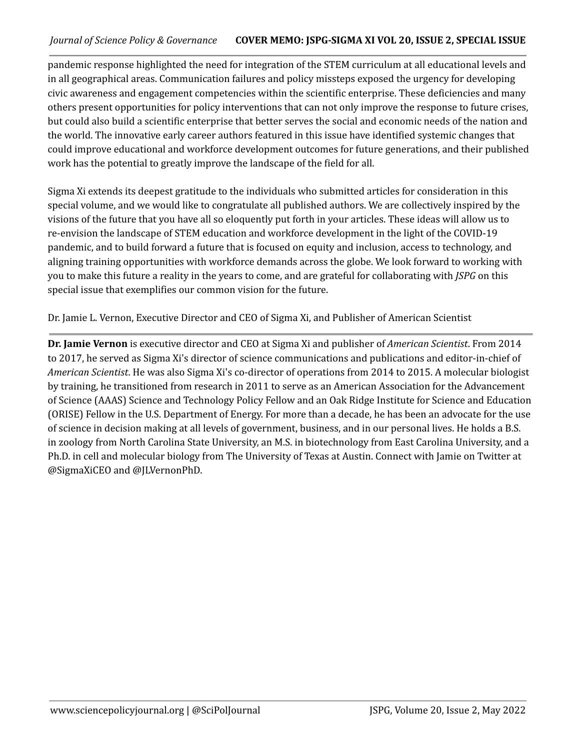pandemic response highlighted the need for integration of the STEM curriculum at all educational levels and in all geographical areas. Communication failures and policy missteps exposed the urgency for developing civic awareness and engagement competencies within the scientific enterprise. These deficiencies and many others present opportunities for policy interventions that can not only improve the response to future crises, but could also build a scientific enterprise that better serves the social and economic needs of the nation and the world. The innovative early career authors featured in this issue have identified systemic changes that could improve educational and workforce development outcomes for future generations, and their published work has the potential to greatly improve the landscape of the field for all.

Sigma Xi extends its deepest gratitude to the individuals who submitted articles for consideration in this special volume, and we would like to congratulate all published authors. We are collectively inspired by the visions of the future that you have all so eloquently put forth in your articles. These ideas will allow us to re-envision the landscape of STEM education and workforce development in the light of the COVID-19 pandemic, and to build forward a future that is focused on equity and inclusion, access to technology, and aligning training opportunities with workforce demands across the globe. We look forward to working with you to make this future a reality in the years to come, and are grateful for collaborating with *JSPG* on this special issue that exemplifies our common vision for the future.

Dr. Jamie L. Vernon, Executive Director and CEO of Sigma Xi, and Publisher of American Scientist

---

**Dr. Jamie Vernon** is executive director and CEO at Sigma Xi and publisher of *American Scientist*. From 2014 to 2017, he served as Sigma Xi's director of science communications and publications and editor-in-chief of *American Scientist*. He was also Sigma Xi's co-director of operations from 2014 to 2015. A molecular biologist by training, he transitioned from research in 2011 to serve as an American Association for the Advancement of Science (AAAS) Science and Technology Policy Fellow and an Oak Ridge Institute for Science and Education (ORISE) Fellow in the U.S. Department of Energy. For more than a decade, he has been an advocate for the use of science in decision making at all levels of government, business, and in our personal lives. He holds a B.S. in zoology from North Carolina State University, an M.S. in biotechnology from East Carolina University, and a Ph.D. in cell and molecular biology from The University of Texas at Austin. Connect with Jamie on Twitter at @SigmaXiCEO and @JLVernonPhD.